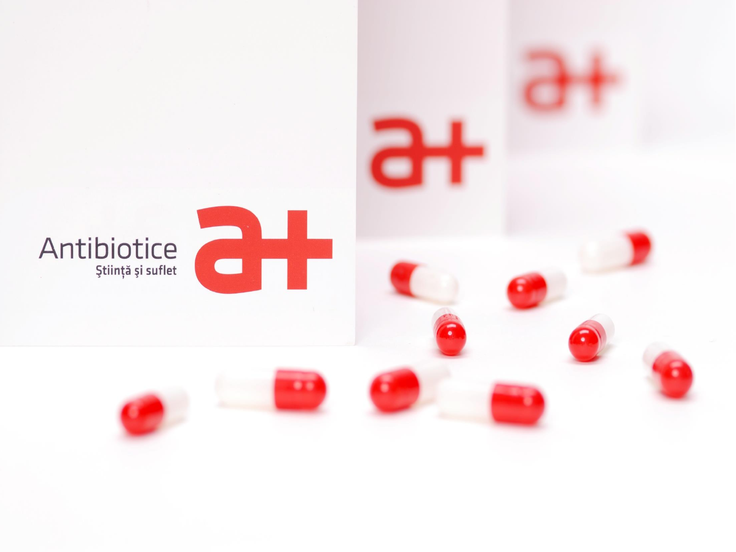Antibiotice

Ştiinţă şi suflet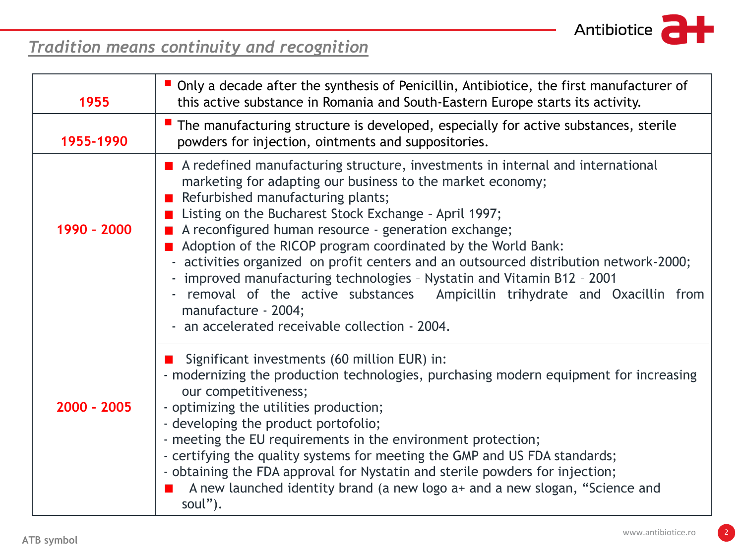## Tradition means continuity and recognition

| Period | Events |
|---|---|
| 1955 | Only a decade after the synthesis of Penicillin, Antibiotice, the first manufacturer of this active substance in Romania and South-Eastern Europe starts its activity. |
| 1955-1990 | The manufacturing structure is developed, especially for active substances, sterile powders for injection, ointments and suppositories. |
| 1990 - 2000 | ■ A redefined manufacturing structure, investments in internal and international marketing for adapting our business to the market economy;<br>■ Refurbished manufacturing plants;<br>■ Listing on the Bucharest Stock Exchange – April 1997;<br>■ A reconfigured human resource - generation exchange;<br>■ Adoption of the RICOP program coordinated by the World Bank:<br>- activities organized on profit centers and an outsourced distribution network-2000;<br>- improved manufacturing technologies – Nystatin and Vitamin B12 – 2001<br>- removal of the active substances Ampicillin trihydrate and Oxacillin from manufacture - 2004;<br>- an accelerated receivable collection - 2004. |
| 2000 - 2005 | ■ Significant investments (60 million EUR) in:<br>- modernizing the production technologies, purchasing modern equipment for increasing our competitiveness;<br>- optimizing the utilities production;<br>- developing the product portofolio;<br>- meeting the EU requirements in the environment protection;<br>- certifying the quality systems for meeting the GMP and US FDA standards;<br>- obtaining the FDA approval for Nystatin and sterile powders for injection;<br>■ A new launched identity brand (a new logo a+ and a new slogan, "Science and soul"). |

ATB symbol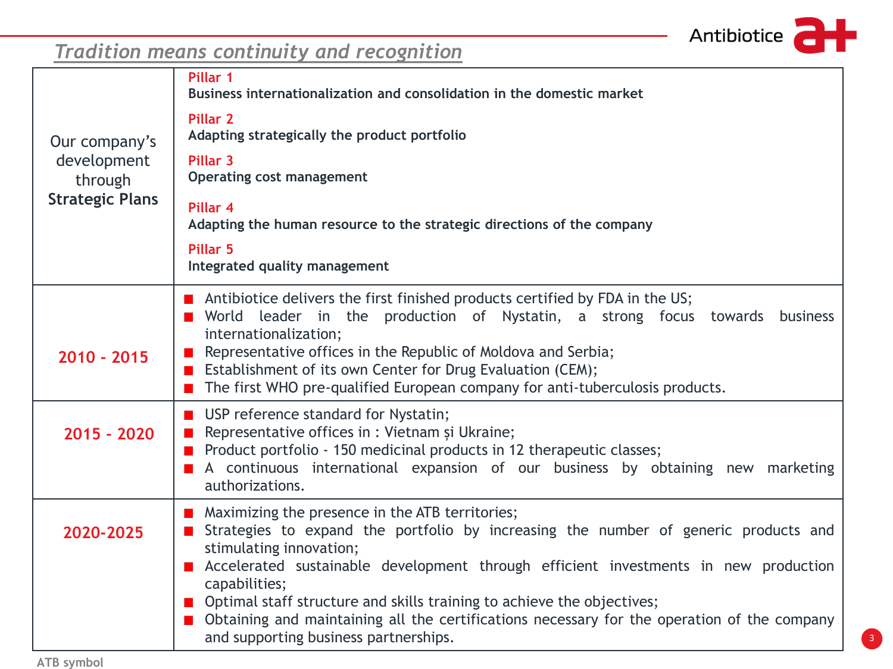## *Tradition means continuity and recognition*

| Our company's development through **Strategic Plans** | **Pillar 1** **Business internationalization and consolidation in the domestic market** **Pillar 2** **Adapting strategically the product portfolio** **Pillar 3** **Operating cost management** **Pillar 4** **Adapting the human resource to the strategic directions of the company** **Pillar 5** **Integrated quality management** |
|---|---|
| **2010 - 2015** | ■ Antibiotice delivers the first finished products certified by FDA in the US; ■ World leader in the production of Nystatin, a strong focus towards business internationalization; ■ Representative offices in the Republic of Moldova and Serbia; ■ Establishment of its own Center for Drug Evaluation (CEM); ■ The first WHO pre-qualified European company for anti-tuberculosis products. |
| **2015 - 2020** | ■ USP reference standard for Nystatin; ■ Representative offices in : Vietnam și Ukraine; ■ Product portfolio - 150 medicinal products in 12 therapeutic classes; ■ A continuous international expansion of our business by obtaining new marketing authorizations. |
| **2020-2025** | ■ Maximizing the presence in the ATB territories; ■ Strategies to expand the portfolio by increasing the number of generic products and stimulating innovation; ■ Accelerated sustainable development through efficient investments in new production capabilities; ■ Optimal staff structure and skills training to achieve the objectives; ■ Obtaining and maintaining all the certifications necessary for the operation of the company and supporting business partnerships. |

ATB symbol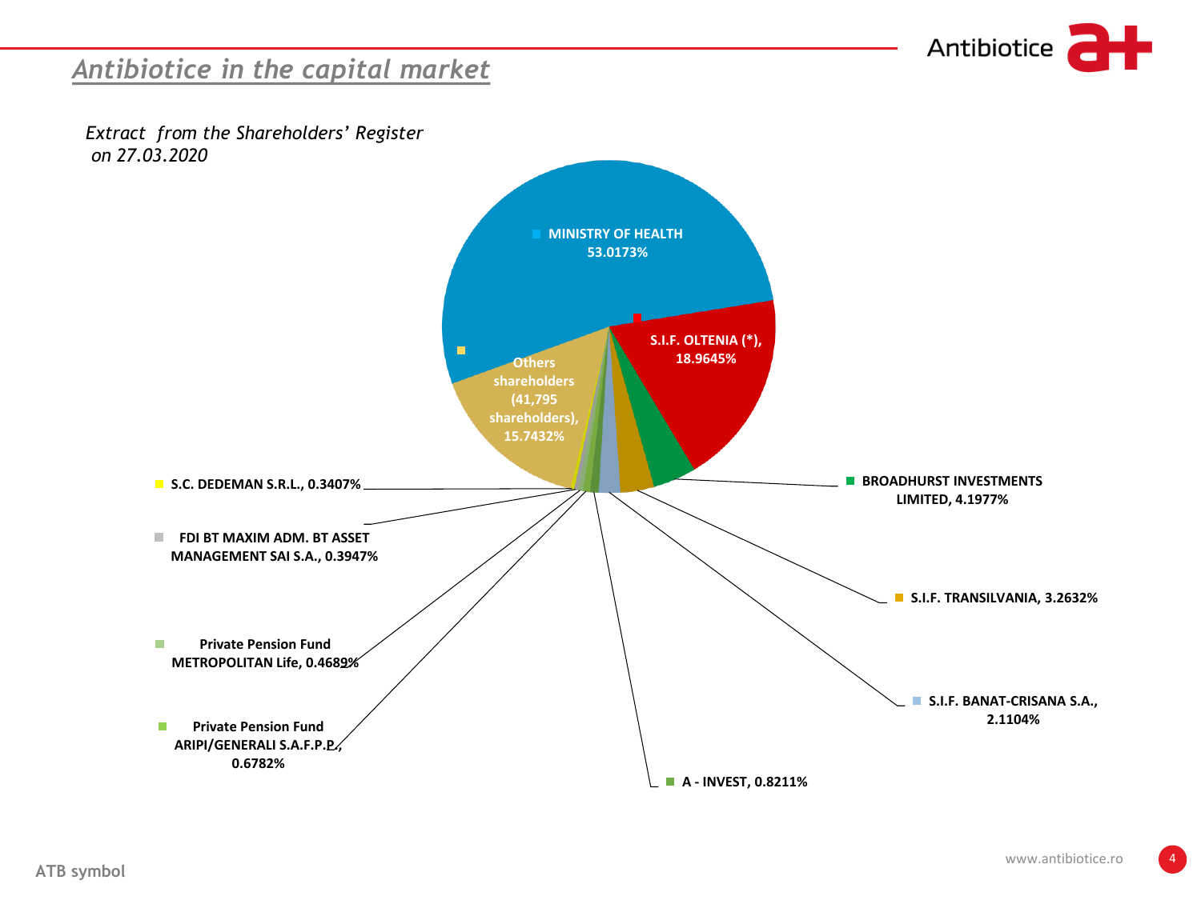## Antibiotice in the capital market

*Extract from the Shareholders' Register on 27.03.2020*

MINISTRY OF HEALTH 53.0173%

S.I.F. OLTENIA (*), 18.9645%

Others shareholders (41,795 shareholders), 15.7432%

BROADHURST INVESTMENTS LIMITED, 4.1977%

S.I.F. TRANSILVANIA, 3.2632%

S.I.F. BANAT-CRISANA S.A., 2.1104%

A - INVEST, 0.8211%

Private Pension Fund ARIPI/GENERALI S.A.F.P.P., 0.6782%

Private Pension Fund METROPOLITAN Life, 0.4689%

FDI BT MAXIM ADM. BT ASSET MANAGEMENT SAI S.A., 0.3947%

S.C. DEDEMAN S.R.L., 0.3407%

ATB symbol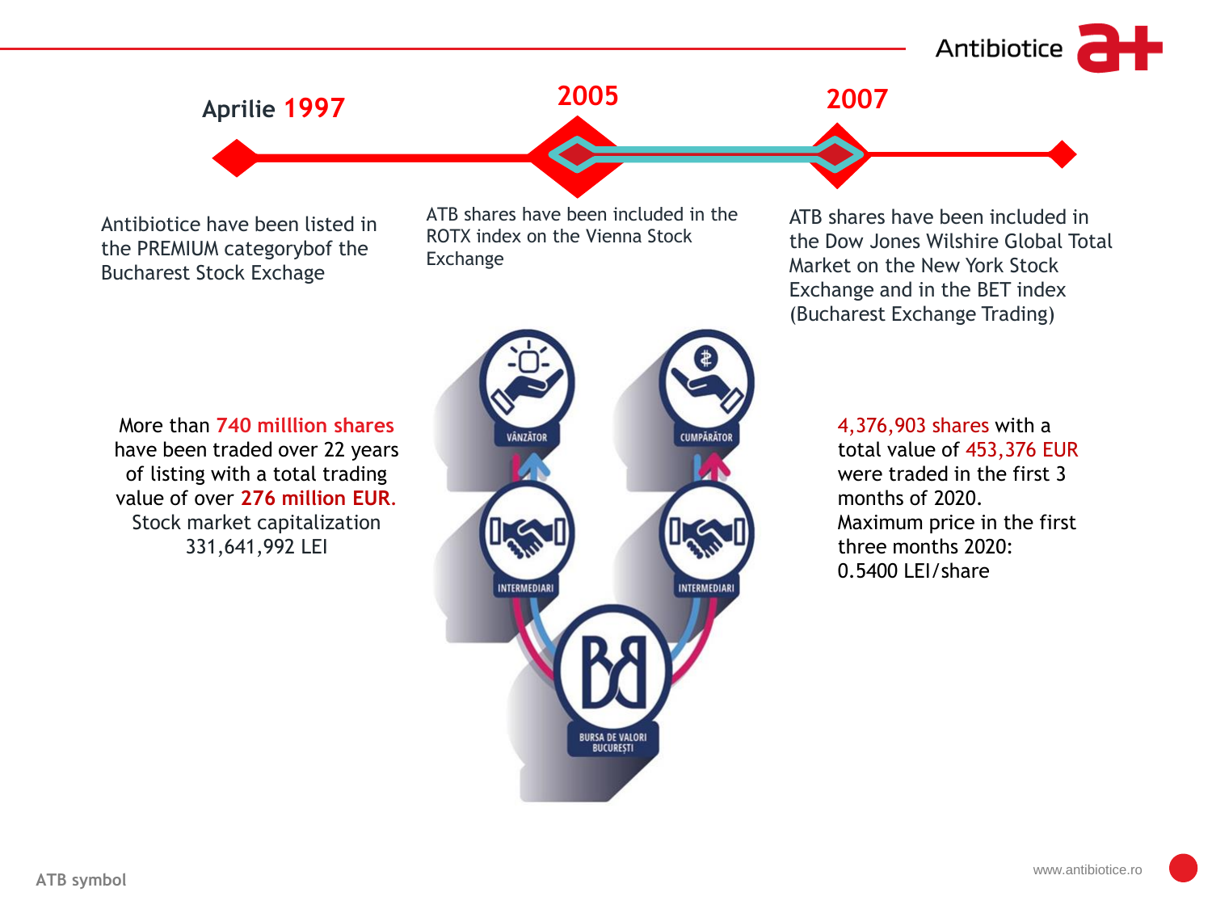**Aprilie 1997**

Antibiotice have been listed in the PREMIUM categorybof the Bucharest Stock Exchange

**2005**

ATB shares have been included in the ROTX index on the Vienna Stock Exchange

**2007**

ATB shares have been included in the Dow Jones Wilshire Global Total Market on the New York Stock Exchange and in the BET index (Bucharest Exchange Trading)

More than **740 milllion shares** have been traded over 22 years of listing with a total trading value of over **276 million EUR.** Stock market capitalization 331,641,992 LEI

VÂNZĂTOR

CUMPĂRĂTOR

INTERMEDIARI

INTERMEDIARI

BURSA DE VALORI BUCUREȘTI

4,376,903 shares with a total value of 453,376 EUR were traded in the first 3 months of 2020.
Maximum price in the first three months 2020: 0.5400 LEI/share

ATB symbol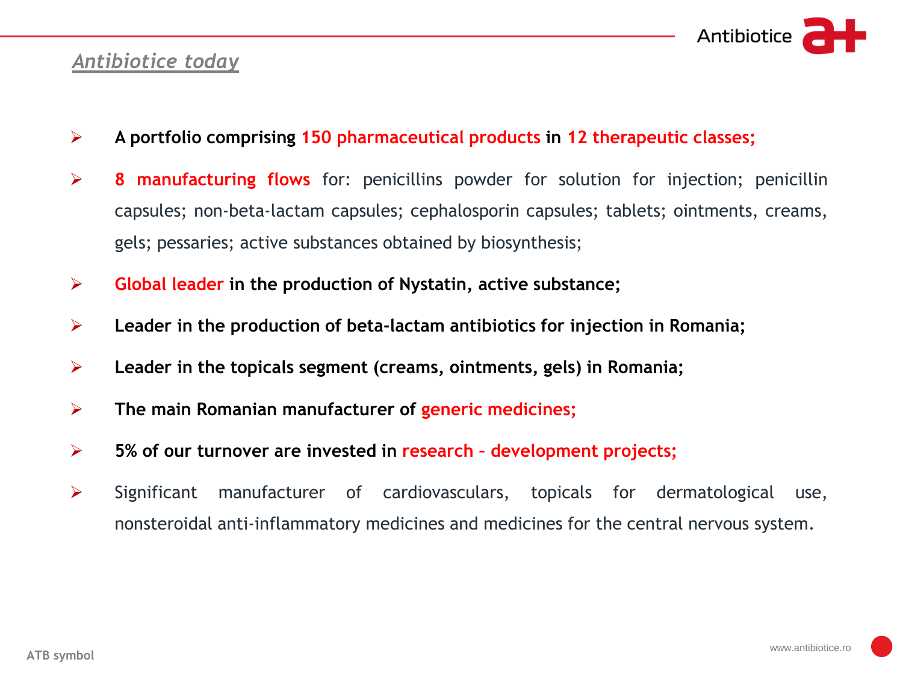## *Antibiotice today*

- **A portfolio comprising 150 pharmaceutical products in 12 therapeutic classes;**
- **8 manufacturing flows** for: penicillins powder for solution for injection; penicillin capsules; non-beta-lactam capsules; cephalosporin capsules; tablets; ointments, creams, gels; pessaries; active substances obtained by biosynthesis;
- **Global leader in the production of Nystatin, active substance;**
- **Leader in the production of beta-lactam antibiotics for injection in Romania;**
- **Leader in the topicals segment (creams, ointments, gels) in Romania;**
- **The main Romanian manufacturer of generic medicines;**
- **5% of our turnover are invested in research – development projects;**
- Significant manufacturer of cardiovasculars, topicals for dermatological use, nonsteroidal anti-inflammatory medicines and medicines for the central nervous system.

ATB symbol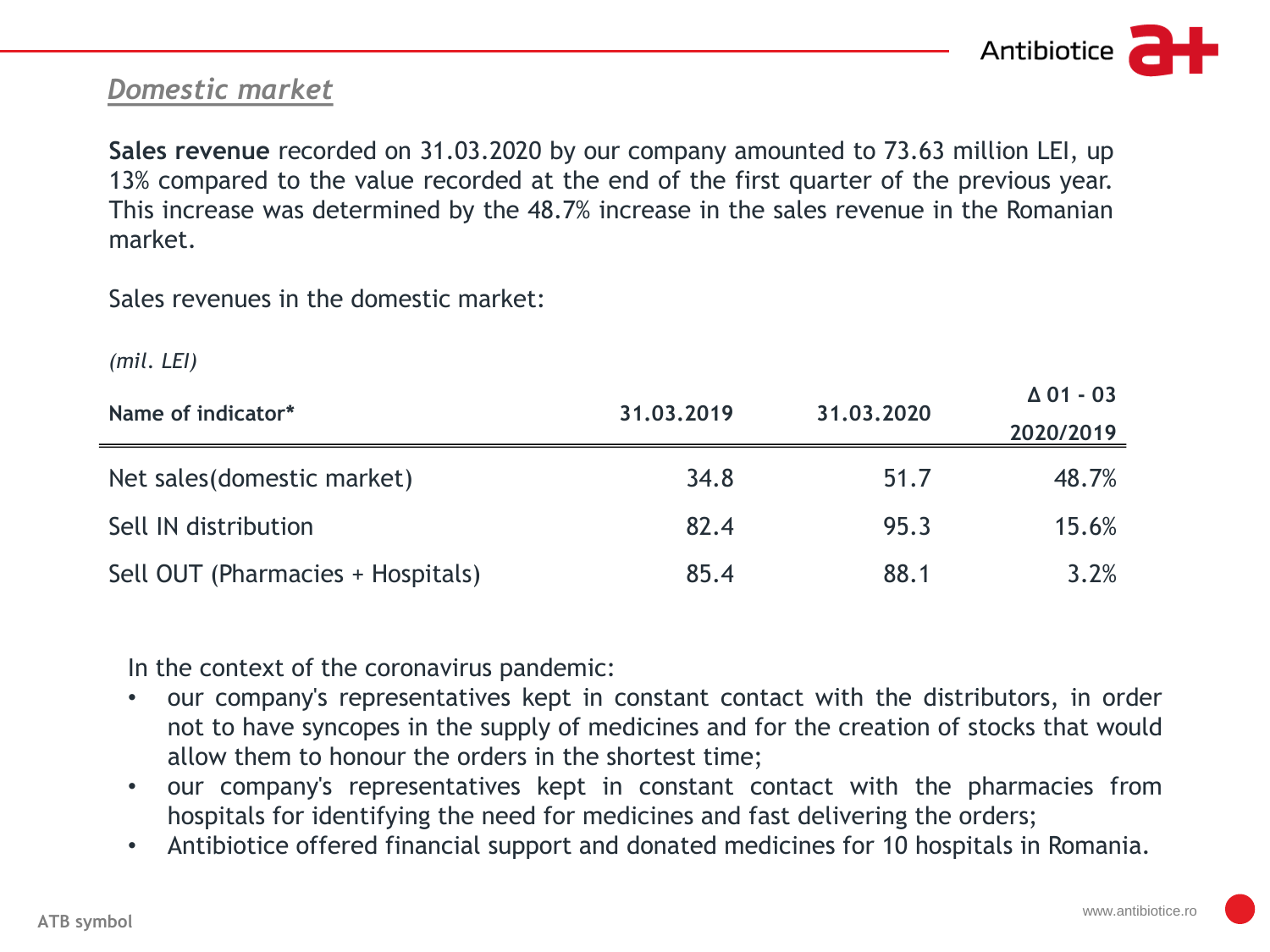## *Domestic market*

**Sales revenue** recorded on 31.03.2020 by our company amounted to 73.63 million LEI, up 13% compared to the value recorded at the end of the first quarter of the previous year. This increase was determined by the 48.7% increase in the sales revenue in the Romanian market.

Sales revenues in the domestic market:

*(mil. LEI)*

| Name of indicator* | 31.03.2019 | 31.03.2020 | Δ 01 - 03 2020/2019 |
|---|---|---|---|
| Net sales(domestic market) | 34.8 | 51.7 | 48.7% |
| Sell IN distribution | 82.4 | 95.3 | 15.6% |
| Sell OUT (Pharmacies + Hospitals) | 85.4 | 88.1 | 3.2% |

In the context of the coronavirus pandemic:

- our company's representatives kept in constant contact with the distributors, in order not to have syncopes in the supply of medicines and for the creation of stocks that would allow them to honour the orders in the shortest time;
- our company's representatives kept in constant contact with the pharmacies from hospitals for identifying the need for medicines and fast delivering the orders;
- Antibiotice offered financial support and donated medicines for 10 hospitals in Romania.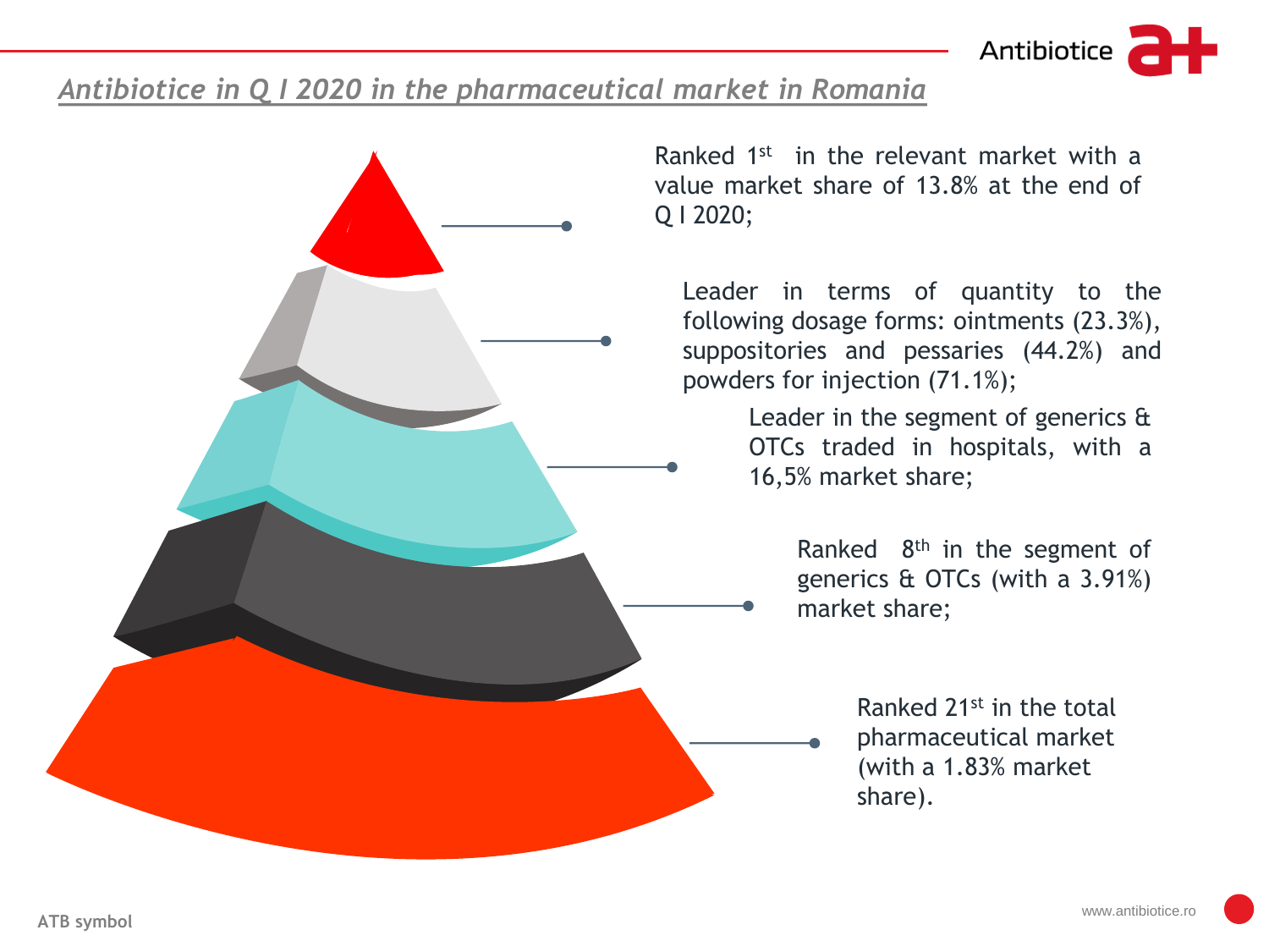## *Antibiotice in Q I 2020 in the pharmaceutical market in Romania*

- Ranked 1st in the relevant market with a value market share of 13.8% at the end of Q I 2020;
- Leader in terms of quantity to the following dosage forms: ointments (23.3%), suppositories and pessaries (44.2%) and powders for injection (71.1%);
- Leader in the segment of generics & OTCs traded in hospitals, with a 16,5% market share;
- Ranked 8th in the segment of generics & OTCs (with a 3.91%) market share;
- Ranked 21st in the total pharmaceutical market (with a 1.83% market share).

**ATB symbol**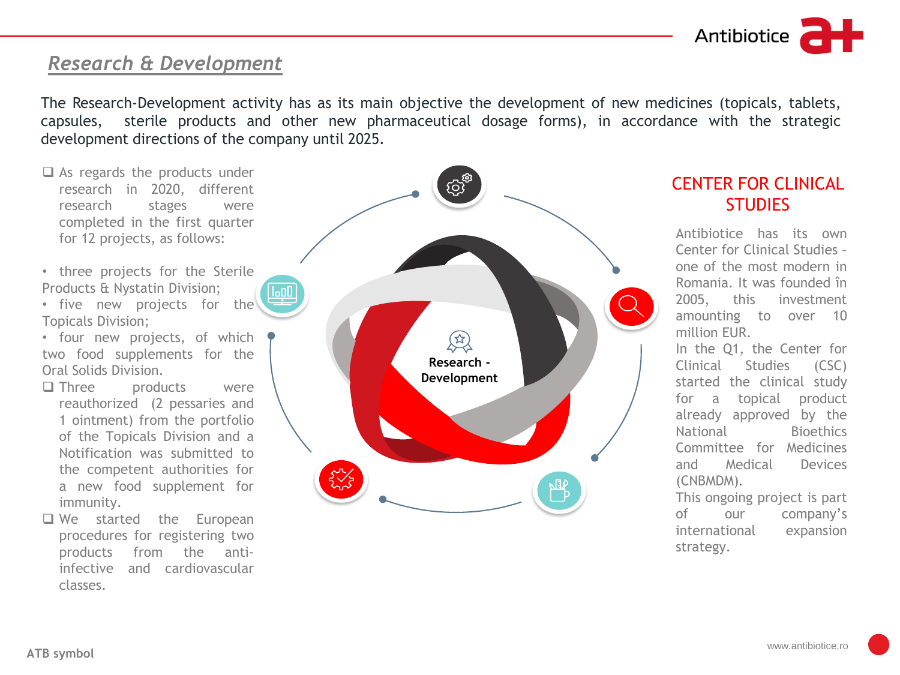## Research & Development

The Research-Development activity has as its main objective the development of new medicines (topicals, tablets, capsules, sterile products and other new pharmaceutical dosage forms), in accordance with the strategic development directions of the company until 2025.

- As regards the products under research in 2020, different research stages were completed in the first quarter for 12 projects, as follows:
  - three projects for the Sterile Products & Nystatin Division;
  - five new projects for the Topicals Division;
  - four new projects, of which two food supplements for the Oral Solids Division.
- Three products were reauthorized (2 pessaries and 1 ointment) from the portfolio of the Topicals Division and a Notification was submitted to the competent authorities for a new food supplement for immunity.
- We started the European procedures for registering two products from the anti-infective and cardiovascular classes.

Research - Development

### CENTER FOR CLINICAL STUDIES

Antibiotice has its own Center for Clinical Studies – one of the most modern in Romania. It was founded în 2005, this investment amounting to over 10 million EUR.

In the Q1, the Center for Clinical Studies (CSC) started the clinical study for a topical product already approved by the National Bioethics Committee for Medicines and Medical Devices (CNBMDM).

This ongoing project is part of our company's international expansion strategy.

ATB symbol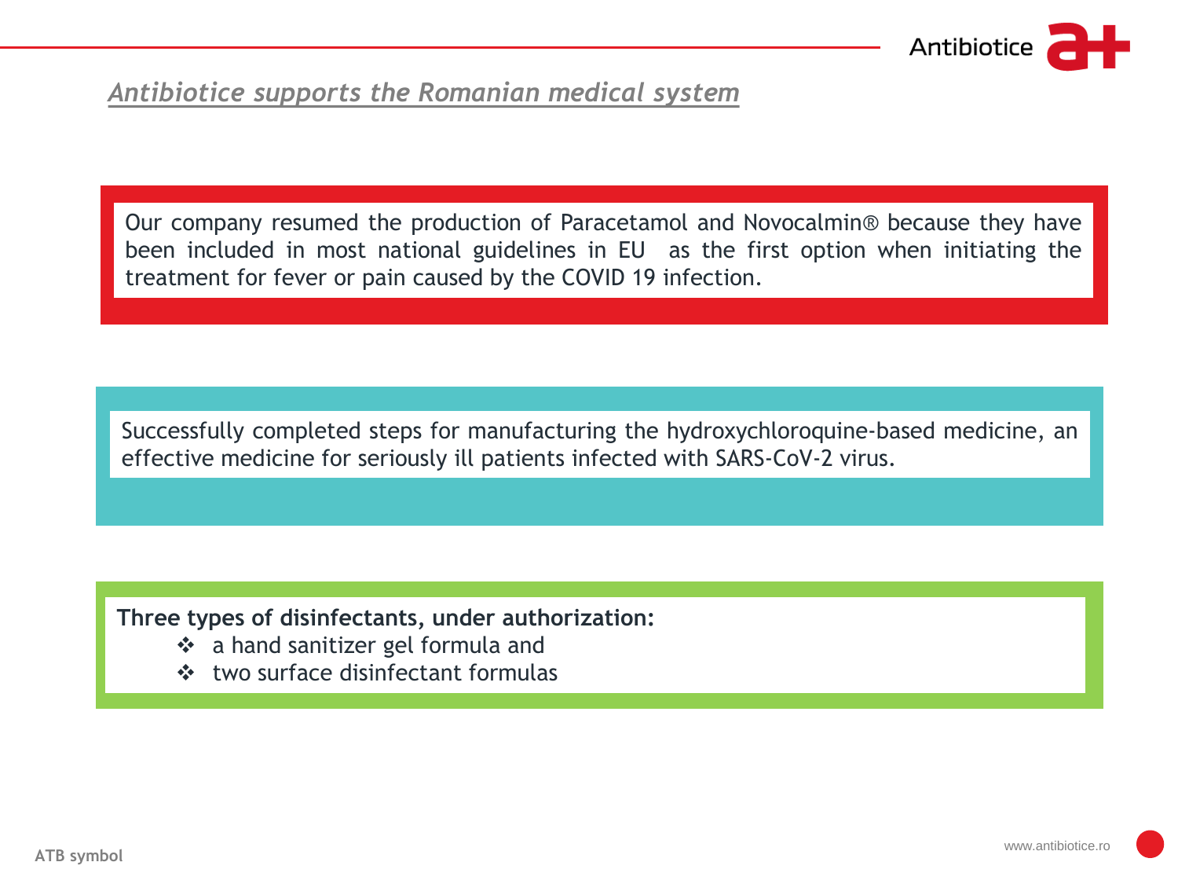## *Antibiotice supports the Romanian medical system*

Our company resumed the production of Paracetamol and Novocalmin® because they have been included in most national guidelines in EU as the first option when initiating the treatment for fever or pain caused by the COVID 19 infection.

Successfully completed steps for manufacturing the hydroxychloroquine-based medicine, an effective medicine for seriously ill patients infected with SARS-CoV-2 virus.

**Three types of disinfectants, under authorization:**

- a hand sanitizer gel formula and
- two surface disinfectant formulas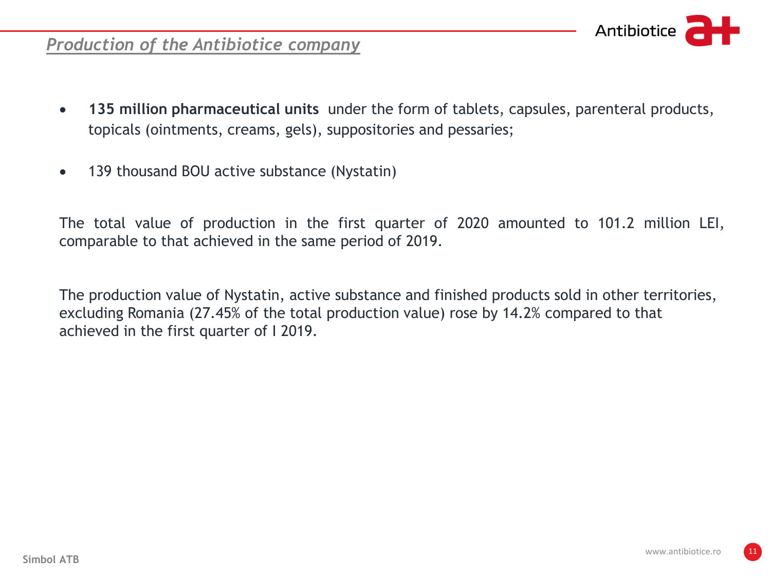## *Production of the Antibiotice company*

- **135 million pharmaceutical units** under the form of tablets, capsules, parenteral products, topicals (ointments, creams, gels), suppositories and pessaries;
- 139 thousand BOU active substance (Nystatin)

The total value of production in the first quarter of 2020 amounted to 101.2 million LEI, comparable to that achieved in the same period of 2019.

The production value of Nystatin, active substance and finished products sold in other territories, excluding Romania (27.45% of the total production value) rose by 14.2% compared to that achieved in the first quarter of I 2019.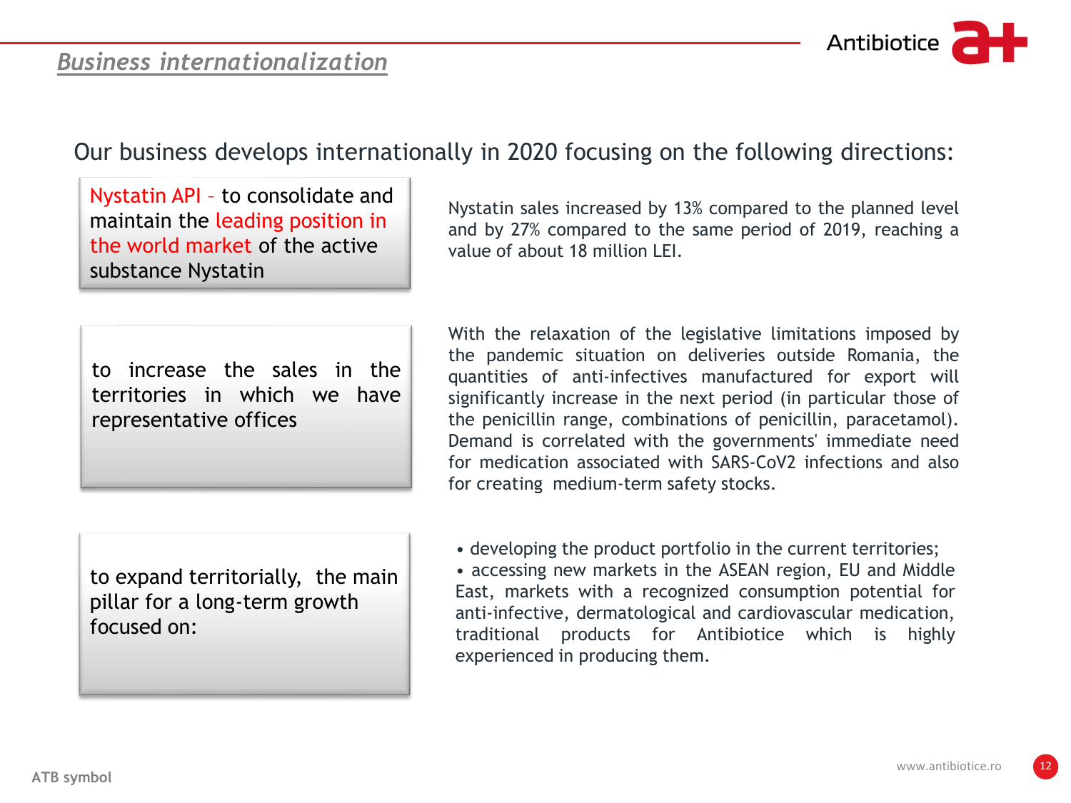## *Business internationalization*

Our business develops internationally in 2020 focusing on the following directions:

| Direction | Details |
| --- | --- |
| Nystatin API – to consolidate and maintain the leading position in the world market of the active substance Nystatin | Nystatin sales increased by 13% compared to the planned level and by 27% compared to the same period of 2019, reaching a value of about 18 million LEI. |
| to increase the sales in the territories in which we have representative offices | With the relaxation of the legislative limitations imposed by the pandemic situation on deliveries outside Romania, the quantities of anti-infectives manufactured for export will significantly increase in the next period (in particular those of the penicillin range, combinations of penicillin, paracetamol). Demand is correlated with the governments' immediate need for medication associated with SARS-CoV2 infections and also for creating medium-term safety stocks. |
| to expand territorially, the main pillar for a long-term growth focused on: | • developing the product portfolio in the current territories; • accessing new markets in the ASEAN region, EU and Middle East, markets with a recognized consumption potential for anti-infective, dermatological and cardiovascular medication, traditional products for Antibiotice which is highly experienced in producing them. |

ATB symbol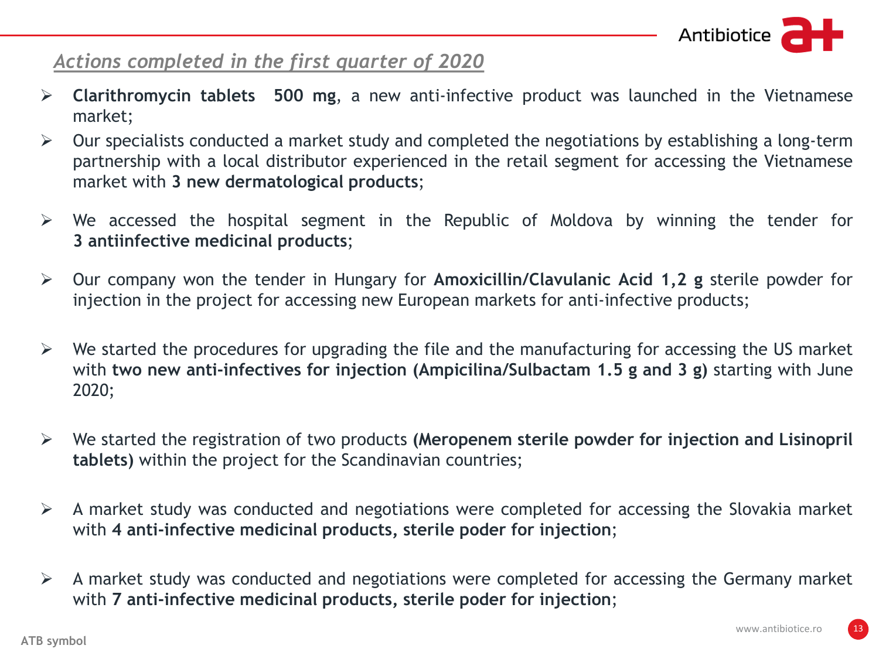## *Actions completed in the first quarter of 2020*

- **Clarithromycin tablets 500 mg**, a new anti-infective product was launched in the Vietnamese market;
- Our specialists conducted a market study and completed the negotiations by establishing a long-term partnership with a local distributor experienced in the retail segment for accessing the Vietnamese market with **3 new dermatological products**;
- We accessed the hospital segment in the Republic of Moldova by winning the tender for **3 antiinfective medicinal products**;
- Our company won the tender in Hungary for **Amoxicillin/Clavulanic Acid 1,2 g** sterile powder for injection in the project for accessing new European markets for anti-infective products;
- We started the procedures for upgrading the file and the manufacturing for accessing the US market with **two new anti-infectives for injection (Ampicilina/Sulbactam 1.5 g and 3 g)** starting with June 2020;
- We started the registration of two products **(Meropenem sterile powder for injection and Lisinopril tablets)** within the project for the Scandinavian countries;
- A market study was conducted and negotiations were completed for accessing the Slovakia market with **4 anti-infective medicinal products, sterile poder for injection**;
- A market study was conducted and negotiations were completed for accessing the Germany market with **7 anti-infective medicinal products, sterile poder for injection**;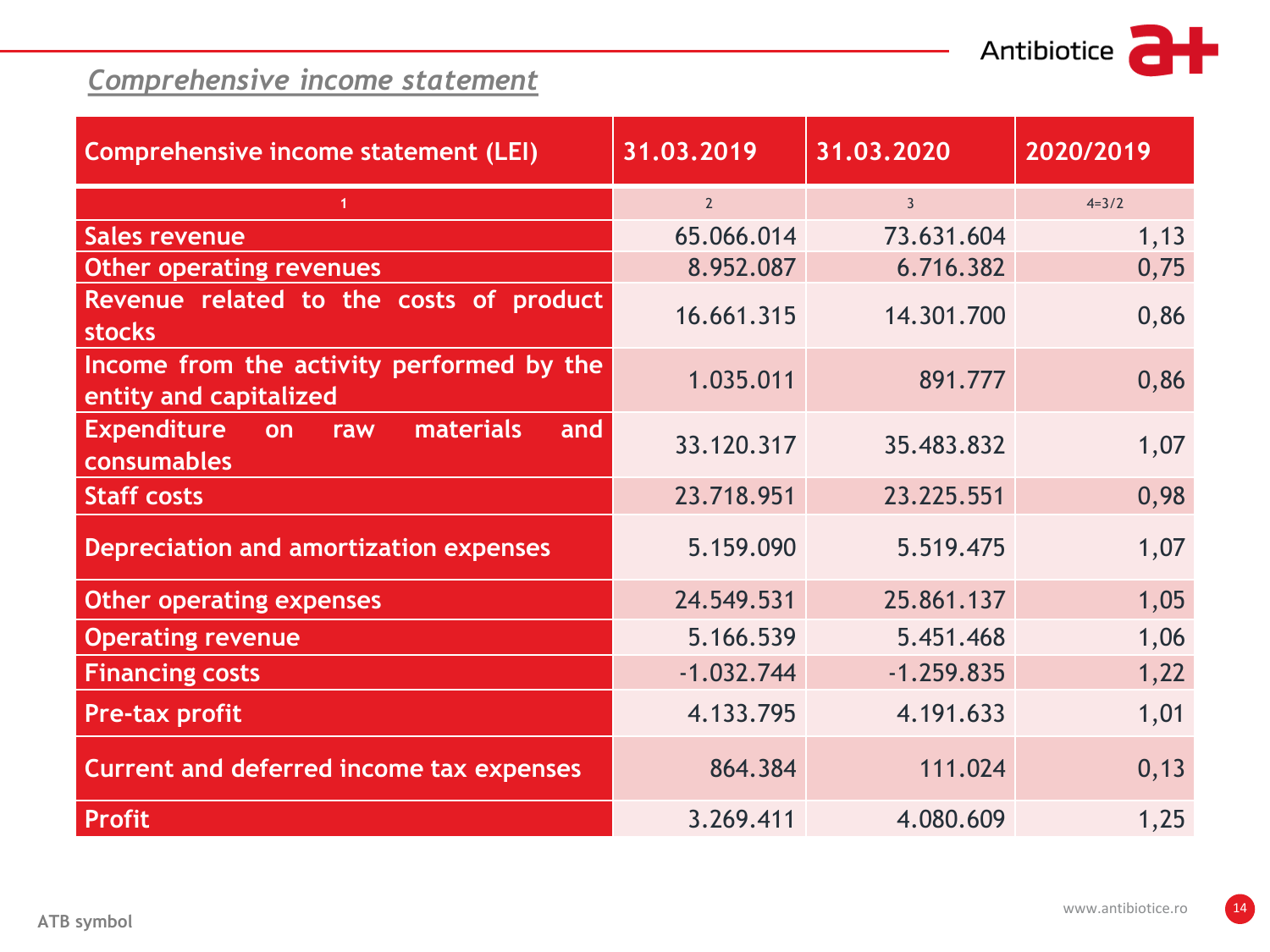## *Comprehensive income statement*

| Comprehensive income statement (LEI) | 31.03.2019 | 31.03.2020 | 2020/2019 |
|---|---|---|---|
| 1 | 2 | 3 | 4=3/2 |
| Sales revenue | 65.066.014 | 73.631.604 | 1,13 |
| Other operating revenues | 8.952.087 | 6.716.382 | 0,75 |
| Revenue related to the costs of product stocks | 16.661.315 | 14.301.700 | 0,86 |
| Income from the activity performed by the entity and capitalized | 1.035.011 | 891.777 | 0,86 |
| Expenditure on raw materials and consumables | 33.120.317 | 35.483.832 | 1,07 |
| Staff costs | 23.718.951 | 23.225.551 | 0,98 |
| Depreciation and amortization expenses | 5.159.090 | 5.519.475 | 1,07 |
| Other operating expenses | 24.549.531 | 25.861.137 | 1,05 |
| Operating revenue | 5.166.539 | 5.451.468 | 1,06 |
| Financing costs | -1.032.744 | -1.259.835 | 1,22 |
| Pre-tax profit | 4.133.795 | 4.191.633 | 1,01 |
| Current and deferred income tax expenses | 864.384 | 111.024 | 0,13 |
| Profit | 3.269.411 | 4.080.609 | 1,25 |

ATB symbol

www.antibiotice.ro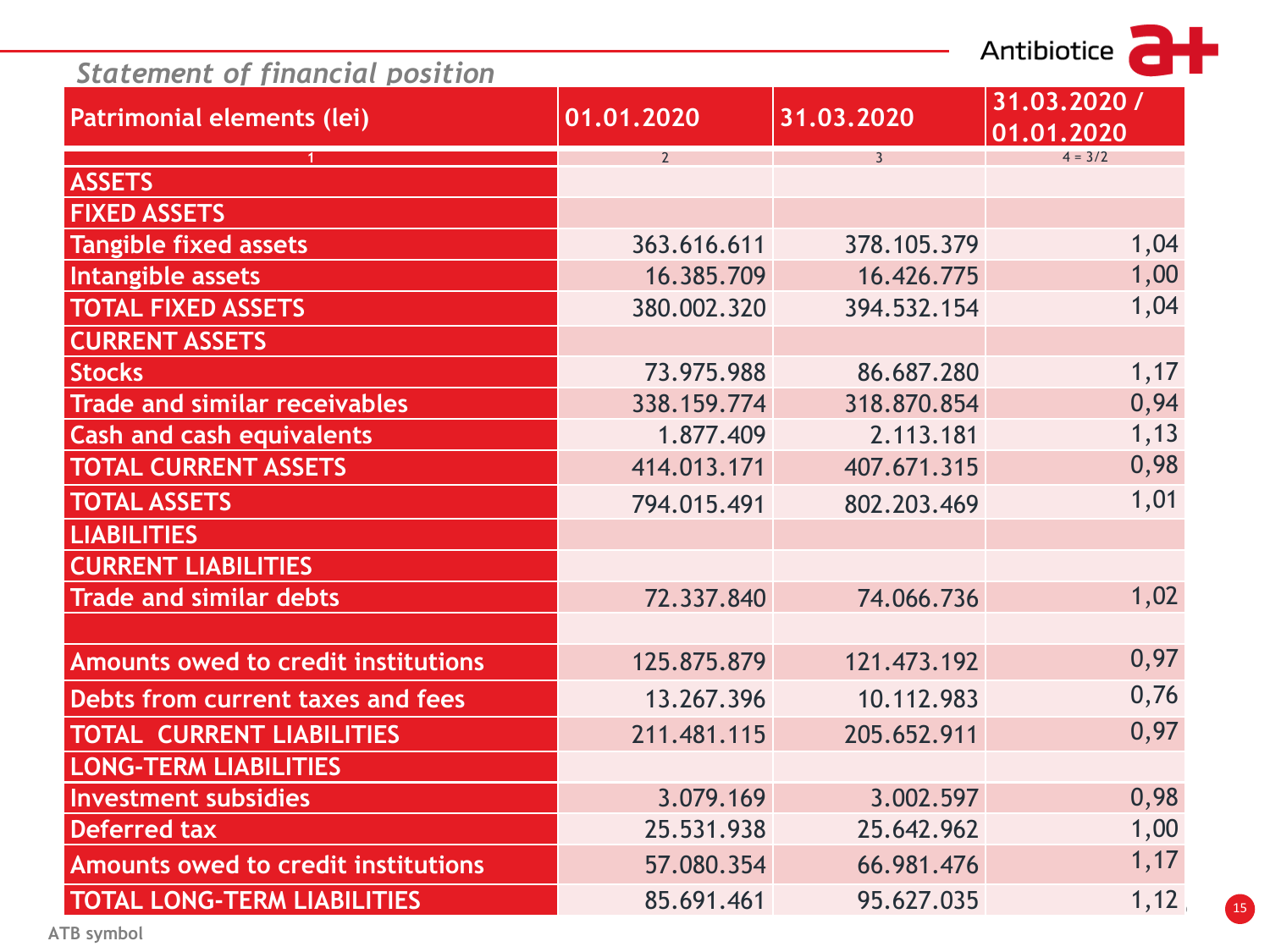## Statement of financial position

| Patrimonial elements (lei) | 01.01.2020 | 31.03.2020 | 31.03.2020 / 01.01.2020 |
|---|---|---|---|
| 1 | 2 | 3 | 4 = 3/2 |
| **ASSETS** | | | |
| **FIXED ASSETS** | | | |
| Tangible fixed assets | 363.616.611 | 378.105.379 | 1,04 |
| Intangible assets | 16.385.709 | 16.426.775 | 1,00 |
| **TOTAL FIXED ASSETS** | 380.002.320 | 394.532.154 | 1,04 |
| **CURRENT ASSETS** | | | |
| Stocks | 73.975.988 | 86.687.280 | 1,17 |
| Trade and similar receivables | 338.159.774 | 318.870.854 | 0,94 |
| Cash and cash equivalents | 1.877.409 | 2.113.181 | 1,13 |
| **TOTAL CURRENT ASSETS** | 414.013.171 | 407.671.315 | 0,98 |
| **TOTAL ASSETS** | 794.015.491 | 802.203.469 | 1,01 |
| **LIABILITIES** | | | |
| **CURRENT LIABILITIES** | | | |
| Trade and similar debts | 72.337.840 | 74.066.736 | 1,02 |
| | | | |
| Amounts owed to credit institutions | 125.875.879 | 121.473.192 | 0,97 |
| Debts from current taxes and fees | 13.267.396 | 10.112.983 | 0,76 |
| **TOTAL CURRENT LIABILITIES** | 211.481.115 | 205.652.911 | 0,97 |
| **LONG-TERM LIABILITIES** | | | |
| Investment subsidies | 3.079.169 | 3.002.597 | 0,98 |
| Deferred tax | 25.531.938 | 25.642.962 | 1,00 |
| Amounts owed to credit institutions | 57.080.354 | 66.981.476 | 1,17 |
| **TOTAL LONG-TERM LIABILITIES** | 85.691.461 | 95.627.035 | 1,12 |

ATB symbol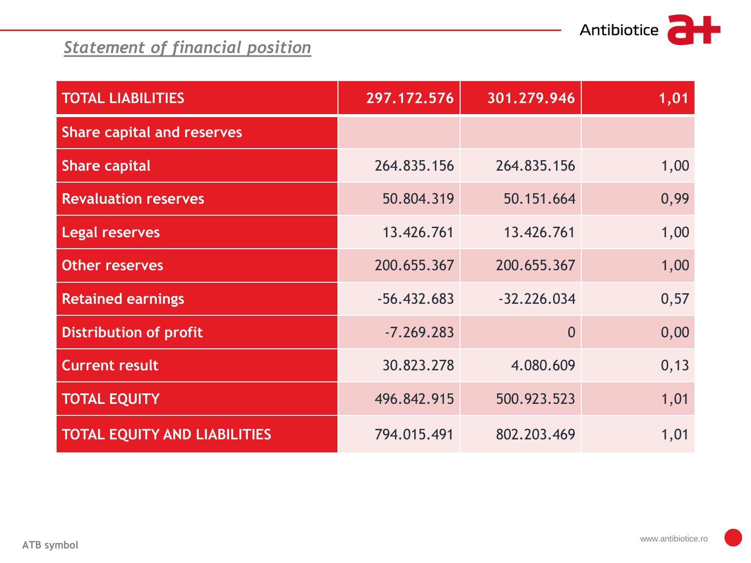## *Statement of financial position*

| TOTAL LIABILITIES | 297.172.576 | 301.279.946 | 1,01 |
|---|---|---|---|
| Share capital and reserves | | | |
| Share capital | 264.835.156 | 264.835.156 | 1,00 |
| Revaluation reserves | 50.804.319 | 50.151.664 | 0,99 |
| Legal reserves | 13.426.761 | 13.426.761 | 1,00 |
| Other reserves | 200.655.367 | 200.655.367 | 1,00 |
| Retained earnings | -56.432.683 | -32.226.034 | 0,57 |
| Distribution of profit | -7.269.283 | 0 | 0,00 |
| Current result | 30.823.278 | 4.080.609 | 0,13 |
| TOTAL EQUITY | 496.842.915 | 500.923.523 | 1,01 |
| TOTAL EQUITY AND LIABILITIES | 794.015.491 | 802.203.469 | 1,01 |

ATB symbol

www.antibiotice.ro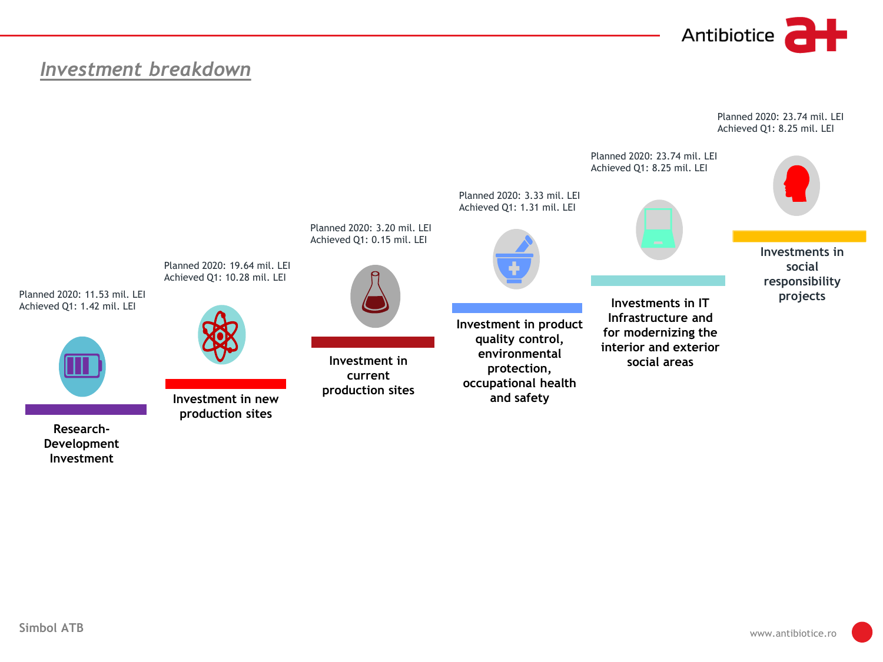# *Investment breakdown*

**Research-Development Investment**
Planned 2020: 11.53 mil. LEI
Achieved Q1: 1.42 mil. LEI

**Investment in new production sites**
Planned 2020: 19.64 mil. LEI
Achieved Q1: 10.28 mil. LEI

**Investment in current production sites**
Planned 2020: 3.20 mil. LEI
Achieved Q1: 0.15 mil. LEI

**Investment in product quality control, environmental protection, occupational health and safety**
Planned 2020: 3.33 mil. LEI
Achieved Q1: 1.31 mil. LEI

**Investments in IT Infrastructure and for modernizing the interior and exterior social areas**
Planned 2020: 23.74 mil. LEI
Achieved Q1: 8.25 mil. LEI

**Investments in social responsibility projects**
Planned 2020: 23.74 mil. LEI
Achieved Q1: 8.25 mil. LEI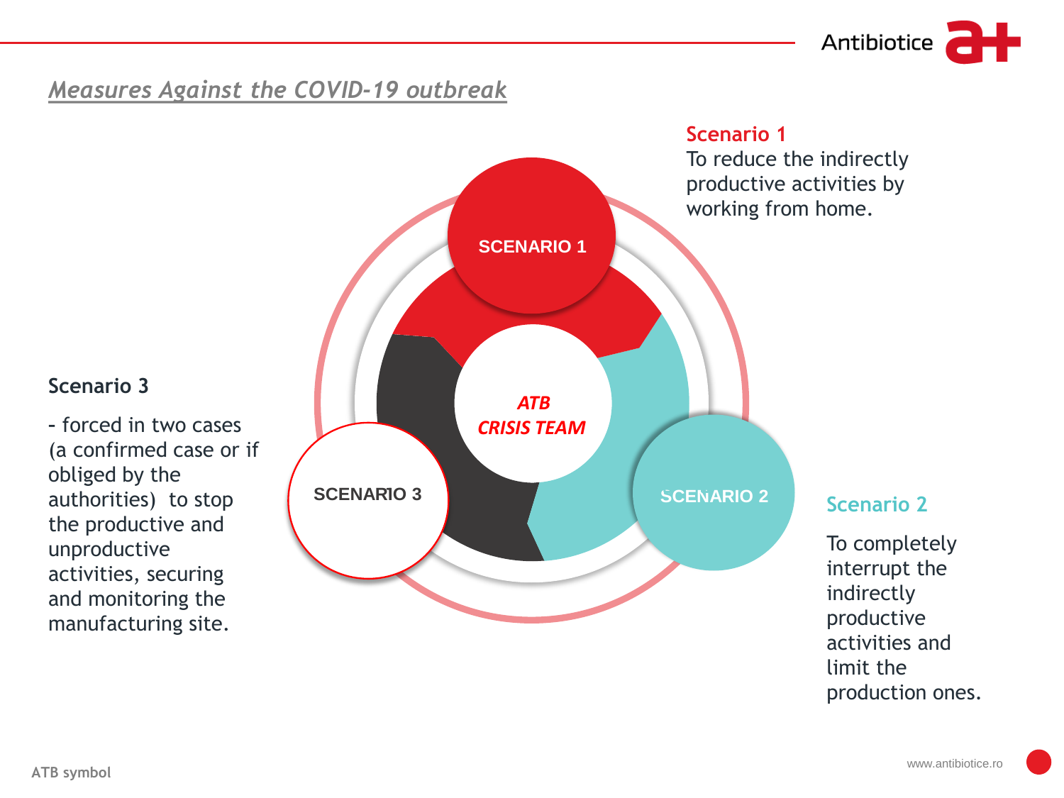## *Measures Against the COVID-19 outbreak*

SCENARIO 1

ATB
CRISIS TEAM

SCENARIO 3

SCENARIO 2

**Scenario 1**

To reduce the indirectly productive activities by working from home.

**Scenario 2**

To completely interrupt the indirectly productive activities and limit the production ones.

**Scenario 3**

- forced in two cases (a confirmed case or if obliged by the authorities) to stop the productive and unproductive activities, securing and monitoring the manufacturing site.

ATB symbol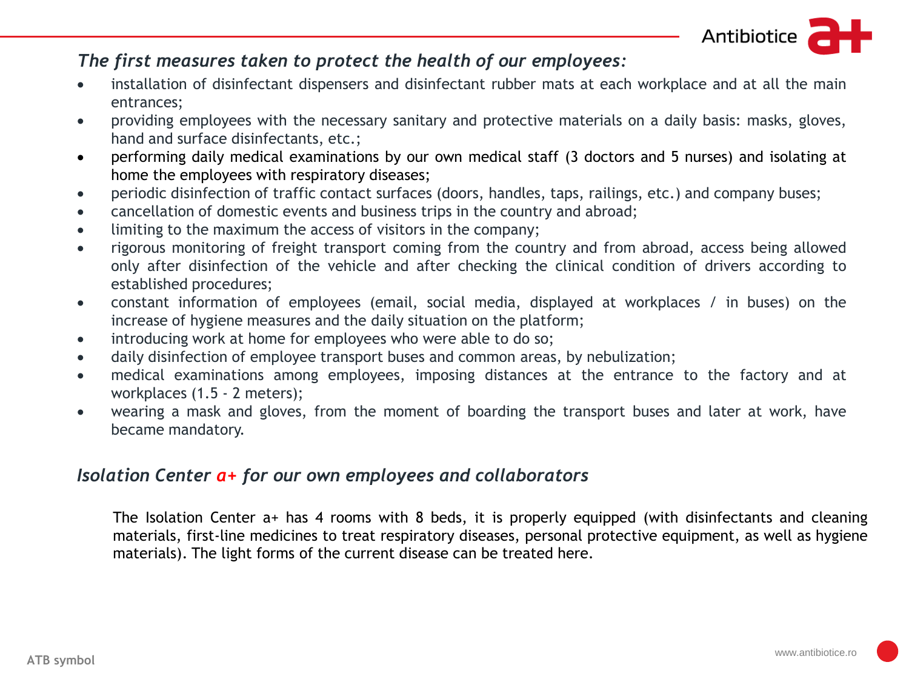## *The first measures taken to protect the health of our employees:*

- installation of disinfectant dispensers and disinfectant rubber mats at each workplace and at all the main entrances;
- providing employees with the necessary sanitary and protective materials on a daily basis: masks, gloves, hand and surface disinfectants, etc.;
- performing daily medical examinations by our own medical staff (3 doctors and 5 nurses) and isolating at home the employees with respiratory diseases;
- periodic disinfection of traffic contact surfaces (doors, handles, taps, railings, etc.) and company buses;
- cancellation of domestic events and business trips in the country and abroad;
- limiting to the maximum the access of visitors in the company;
- rigorous monitoring of freight transport coming from the country and from abroad, access being allowed only after disinfection of the vehicle and after checking the clinical condition of drivers according to established procedures;
- constant information of employees (email, social media, displayed at workplaces / in buses) on the increase of hygiene measures and the daily situation on the platform;
- introducing work at home for employees who were able to do so;
- daily disinfection of employee transport buses and common areas, by nebulization;
- medical examinations among employees, imposing distances at the entrance to the factory and at workplaces (1.5 - 2 meters);
- wearing a mask and gloves, from the moment of boarding the transport buses and later at work, have became mandatory.

## *Isolation Center a+ for our own employees and collaborators*

The Isolation Center a+ has 4 rooms with 8 beds, it is properly equipped (with disinfectants and cleaning materials, first-line medicines to treat respiratory diseases, personal protective equipment, as well as hygiene materials). The light forms of the current disease can be treated here.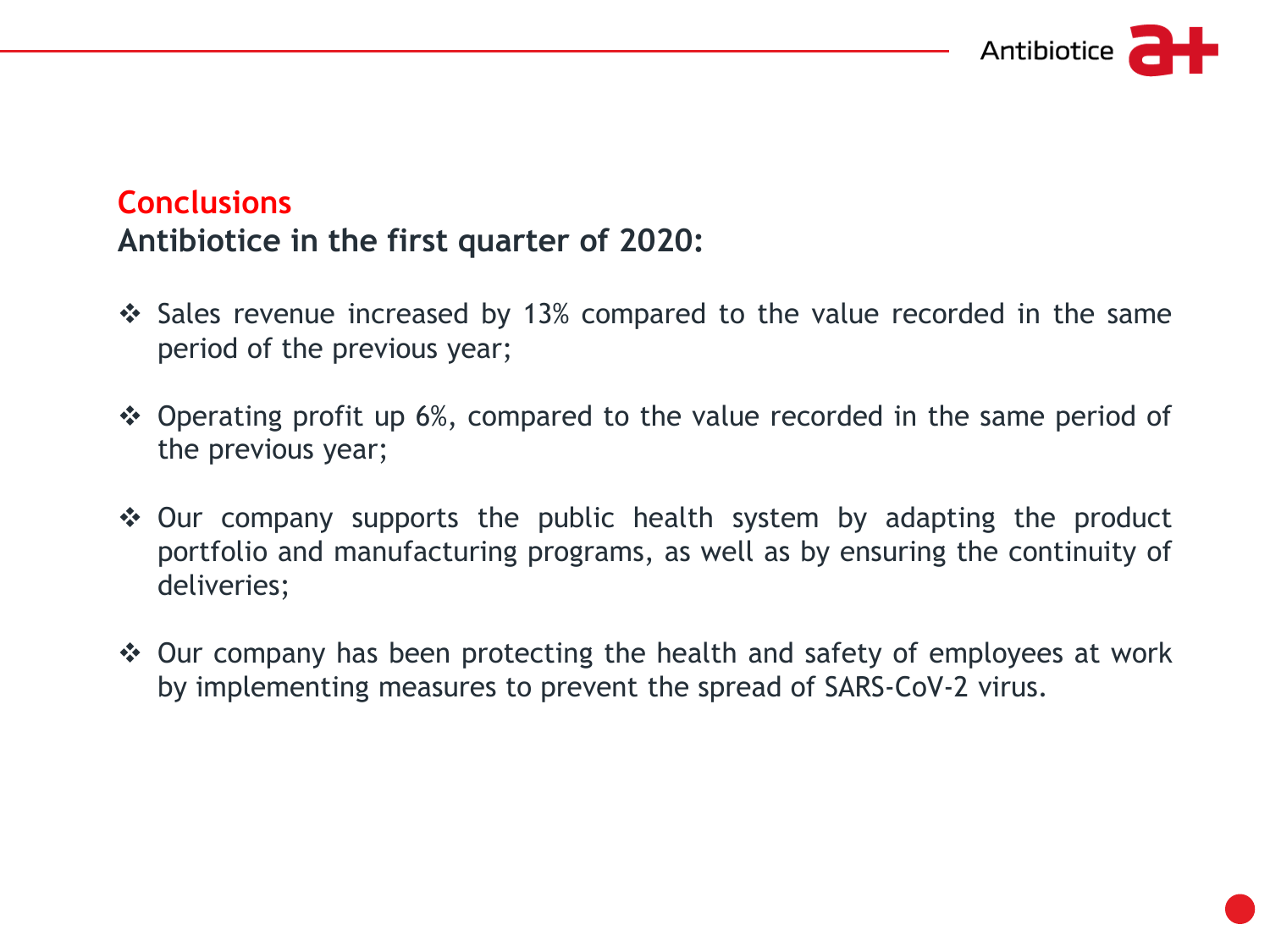## Conclusions

**Antibiotice in the first quarter of 2020:**

- Sales revenue increased by 13% compared to the value recorded in the same period of the previous year;
- Operating profit up 6%, compared to the value recorded in the same period of the previous year;
- Our company supports the public health system by adapting the product portfolio and manufacturing programs, as well as by ensuring the continuity of deliveries;
- Our company has been protecting the health and safety of employees at work by implementing measures to prevent the spread of SARS-CoV-2 virus.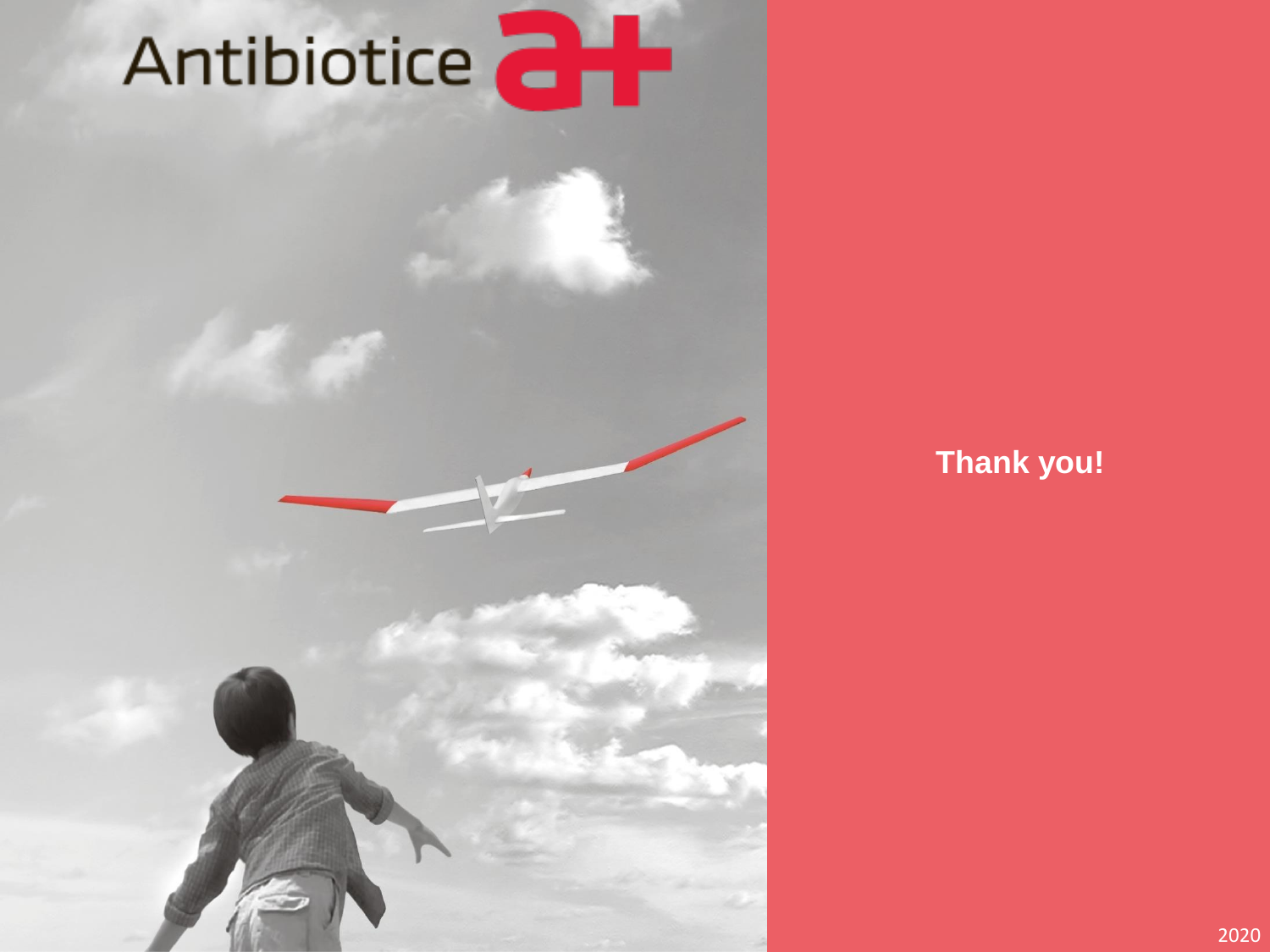Antibiotice a+

**Thank you!**

2020